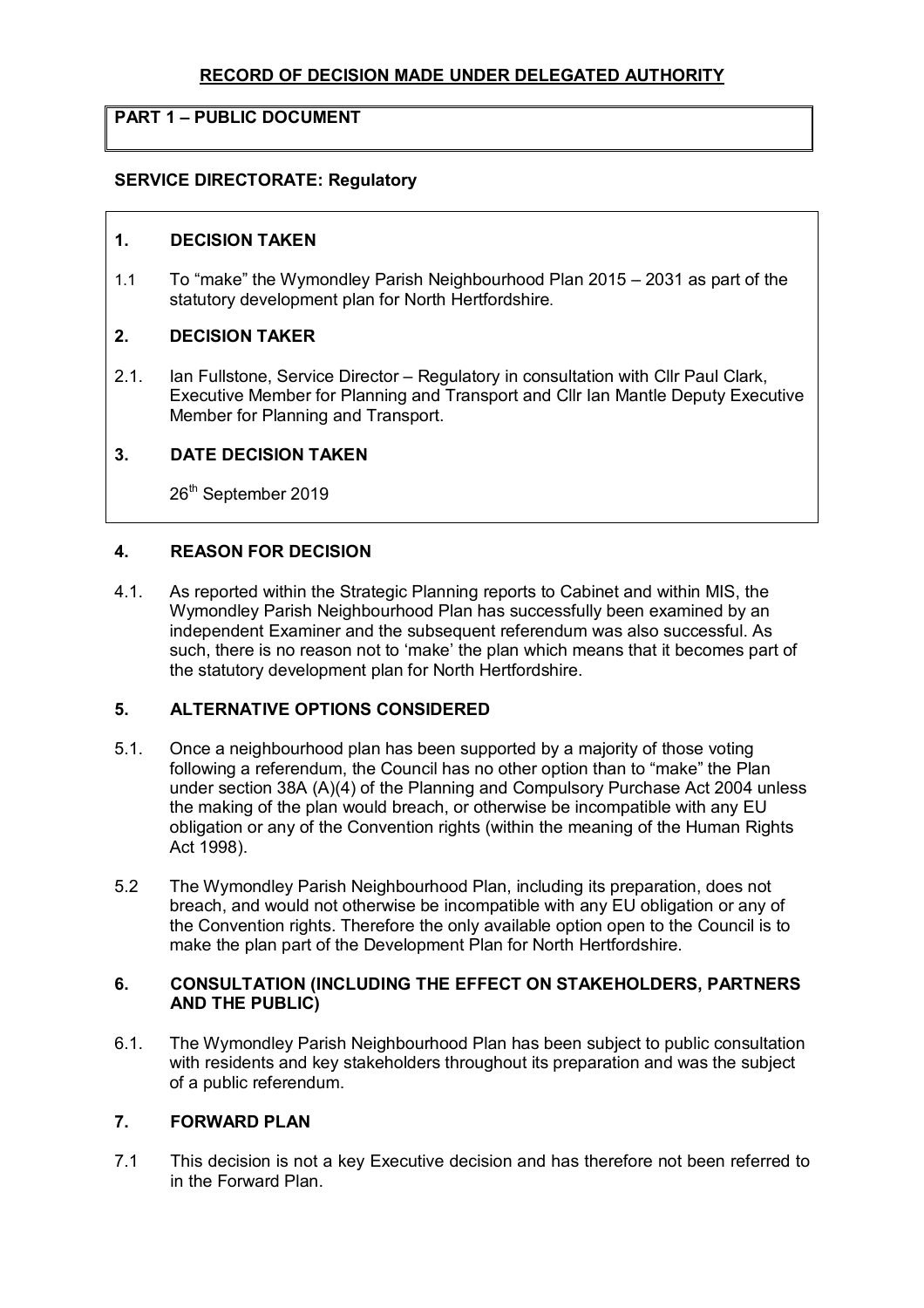## RECORD OF DECISION MADE UNDER DELEGATED AUTHORITY

**PART 1 – PUBLIC DOCUMENT**

**SERVICE DIRECTORATE: Regulatory**

### 1. DECISION TAKEN

1.1 To "make" the Wymondley Parish Neighbourhood Plan 2015 – 2031 as part of the statutory development plan for North Hertfordshire.

### 2. DECISION TAKER

2.1. Ian Fullstone, Service Director – Regulatory in consultation with Cllr Paul Clark, Executive Member for Planning and Transport and Cllr Ian Mantle Deputy Executive Member for Planning and Transport.

### 3. DATE DECISION TAKEN

26th September 2019

### 4. REASON FOR DECISION

4.1. As reported within the Strategic Planning reports to Cabinet and within MIS, the Wymondley Parish Neighbourhood Plan has successfully been examined by an independent Examiner and the subsequent referendum was also successful. As such, there is no reason not to 'make' the plan which means that it becomes part of the statutory development plan for North Hertfordshire.

### 5. ALTERNATIVE OPTIONS CONSIDERED

5.1. Once a neighbourhood plan has been supported by a majority of those voting following a referendum, the Council has no other option than to "make" the Plan under section 38A (A)(4) of the Planning and Compulsory Purchase Act 2004 unless the making of the plan would breach, or otherwise be incompatible with any EU obligation or any of the Convention rights (within the meaning of the Human Rights Act 1998).

5.2 The Wymondley Parish Neighbourhood Plan, including its preparation, does not breach, and would not otherwise be incompatible with any EU obligation or any of the Convention rights. Therefore the only available option open to the Council is to make the plan part of the Development Plan for North Hertfordshire.

### 6. CONSULTATION (INCLUDING THE EFFECT ON STAKEHOLDERS, PARTNERS AND THE PUBLIC)

6.1. The Wymondley Parish Neighbourhood Plan has been subject to public consultation with residents and key stakeholders throughout its preparation and was the subject of a public referendum.

### 7. FORWARD PLAN

7.1 This decision is not a key Executive decision and has therefore not been referred to in the Forward Plan.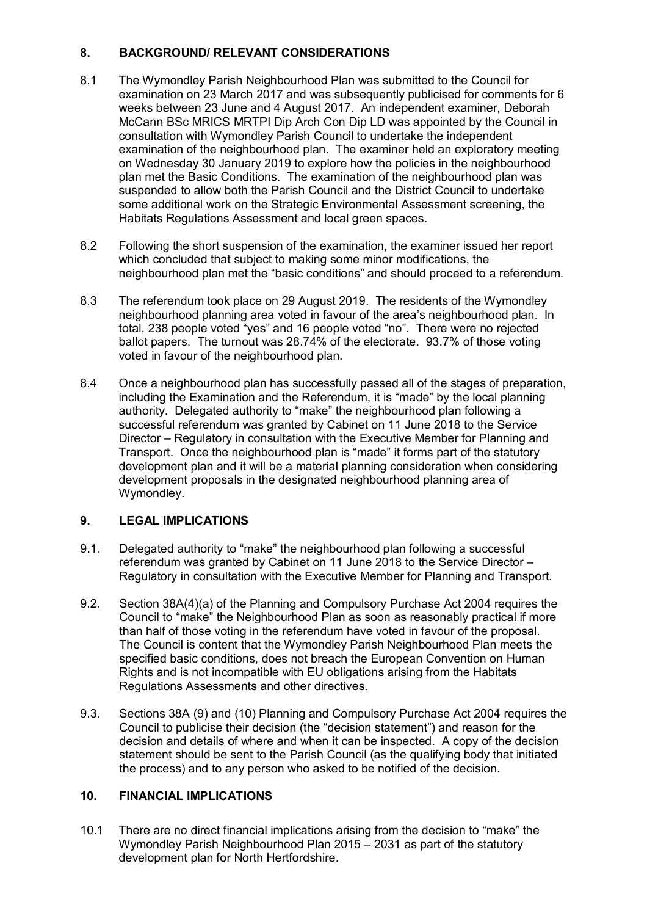## 8. BACKGROUND/ RELEVANT CONSIDERATIONS

8.1 The Wymondley Parish Neighbourhood Plan was submitted to the Council for examination on 23 March 2017 and was subsequently publicised for comments for 6 weeks between 23 June and 4 August 2017. An independent examiner, Deborah McCann BSc MRICS MRTPI Dip Arch Con Dip LD was appointed by the Council in consultation with Wymondley Parish Council to undertake the independent examination of the neighbourhood plan. The examiner held an exploratory meeting on Wednesday 30 January 2019 to explore how the policies in the neighbourhood plan met the Basic Conditions. The examination of the neighbourhood plan was suspended to allow both the Parish Council and the District Council to undertake some additional work on the Strategic Environmental Assessment screening, the Habitats Regulations Assessment and local green spaces.

8.2 Following the short suspension of the examination, the examiner issued her report which concluded that subject to making some minor modifications, the neighbourhood plan met the "basic conditions" and should proceed to a referendum.

8.3 The referendum took place on 29 August 2019. The residents of the Wymondley neighbourhood planning area voted in favour of the area's neighbourhood plan. In total, 238 people voted "yes" and 16 people voted "no". There were no rejected ballot papers. The turnout was 28.74% of the electorate. 93.7% of those voting voted in favour of the neighbourhood plan.

8.4 Once a neighbourhood plan has successfully passed all of the stages of preparation, including the Examination and the Referendum, it is "made" by the local planning authority. Delegated authority to "make" the neighbourhood plan following a successful referendum was granted by Cabinet on 11 June 2018 to the Service Director – Regulatory in consultation with the Executive Member for Planning and Transport. Once the neighbourhood plan is "made" it forms part of the statutory development plan and it will be a material planning consideration when considering development proposals in the designated neighbourhood planning area of Wymondley.

## 9. LEGAL IMPLICATIONS

9.1. Delegated authority to "make" the neighbourhood plan following a successful referendum was granted by Cabinet on 11 June 2018 to the Service Director – Regulatory in consultation with the Executive Member for Planning and Transport.

9.2. Section 38A(4)(a) of the Planning and Compulsory Purchase Act 2004 requires the Council to "make" the Neighbourhood Plan as soon as reasonably practical if more than half of those voting in the referendum have voted in favour of the proposal. The Council is content that the Wymondley Parish Neighbourhood Plan meets the specified basic conditions, does not breach the European Convention on Human Rights and is not incompatible with EU obligations arising from the Habitats Regulations Assessments and other directives.

9.3. Sections 38A (9) and (10) Planning and Compulsory Purchase Act 2004 requires the Council to publicise their decision (the "decision statement") and reason for the decision and details of where and when it can be inspected. A copy of the decision statement should be sent to the Parish Council (as the qualifying body that initiated the process) and to any person who asked to be notified of the decision.

## 10. FINANCIAL IMPLICATIONS

10.1 There are no direct financial implications arising from the decision to "make" the Wymondley Parish Neighbourhood Plan 2015 – 2031 as part of the statutory development plan for North Hertfordshire.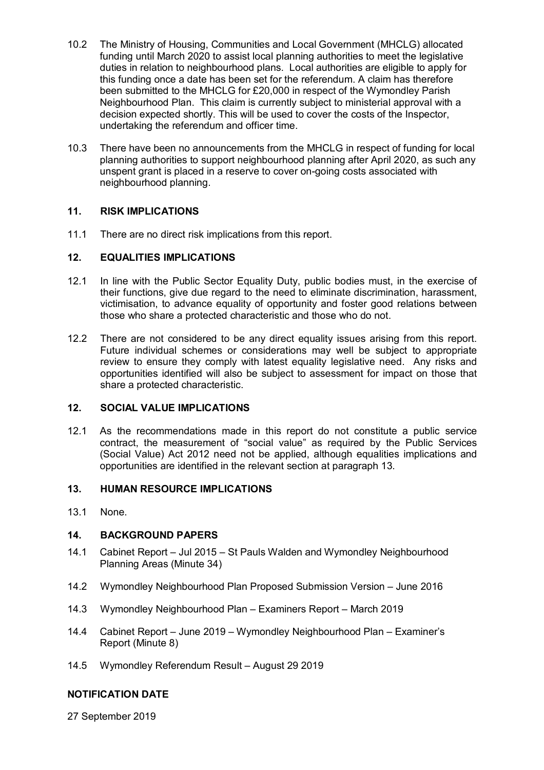10.2 The Ministry of Housing, Communities and Local Government (MHCLG) allocated funding until March 2020 to assist local planning authorities to meet the legislative duties in relation to neighbourhood plans. Local authorities are eligible to apply for this funding once a date has been set for the referendum. A claim has therefore been submitted to the MHCLG for £20,000 in respect of the Wymondley Parish Neighbourhood Plan. This claim is currently subject to ministerial approval with a decision expected shortly. This will be used to cover the costs of the Inspector, undertaking the referendum and officer time.

10.3 There have been no announcements from the MHCLG in respect of funding for local planning authorities to support neighbourhood planning after April 2020, as such any unspent grant is placed in a reserve to cover on-going costs associated with neighbourhood planning.

## 11. RISK IMPLICATIONS

11.1 There are no direct risk implications from this report.

## 12. EQUALITIES IMPLICATIONS

12.1 In line with the Public Sector Equality Duty, public bodies must, in the exercise of their functions, give due regard to the need to eliminate discrimination, harassment, victimisation, to advance equality of opportunity and foster good relations between those who share a protected characteristic and those who do not.

12.2 There are not considered to be any direct equality issues arising from this report. Future individual schemes or considerations may well be subject to appropriate review to ensure they comply with latest equality legislative need. Any risks and opportunities identified will also be subject to assessment for impact on those that share a protected characteristic.

## 12. SOCIAL VALUE IMPLICATIONS

12.1 As the recommendations made in this report do not constitute a public service contract, the measurement of "social value" as required by the Public Services (Social Value) Act 2012 need not be applied, although equalities implications and opportunities are identified in the relevant section at paragraph 13.

## 13. HUMAN RESOURCE IMPLICATIONS

13.1 None.

## 14. BACKGROUND PAPERS

14.1 Cabinet Report – Jul 2015 – St Pauls Walden and Wymondley Neighbourhood Planning Areas (Minute 34)

14.2 Wymondley Neighbourhood Plan Proposed Submission Version – June 2016

14.3 Wymondley Neighbourhood Plan – Examiners Report – March 2019

14.4 Cabinet Report – June 2019 – Wymondley Neighbourhood Plan – Examiner's Report (Minute 8)

14.5 Wymondley Referendum Result – August 29 2019

## NOTIFICATION DATE

27 September 2019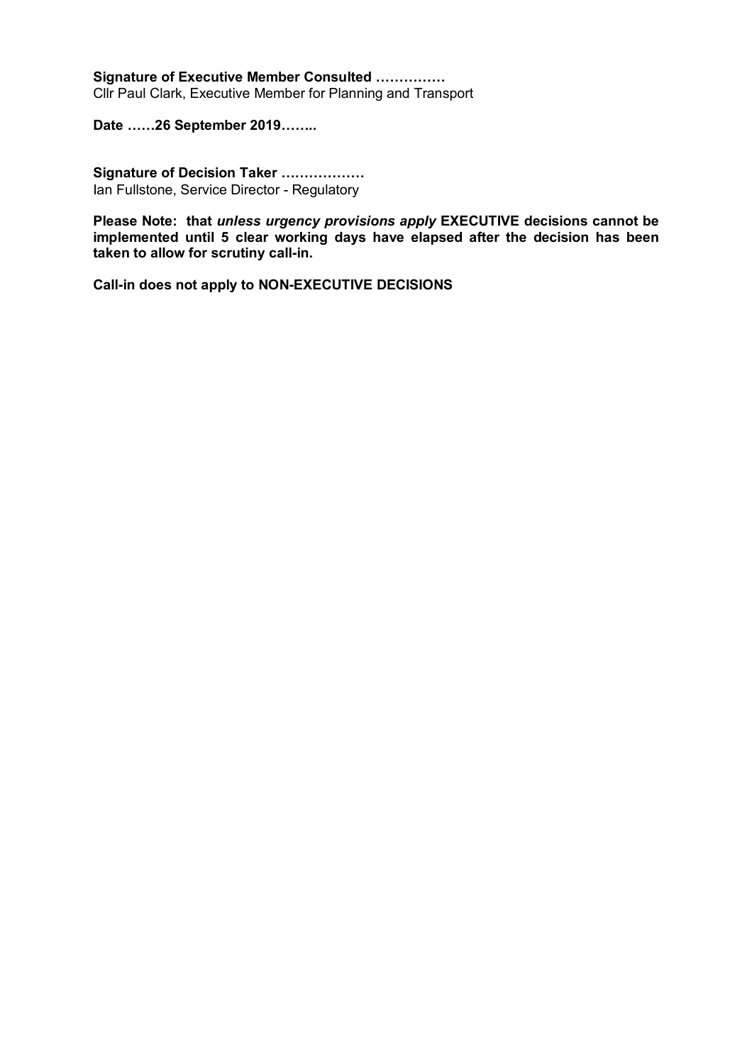**Signature of Executive Member Consulted ……………**
Cllr Paul Clark, Executive Member for Planning and Transport

**Date ……26 September 2019……..**

**Signature of Decision Taker ………………**
Ian Fullstone, Service Director - Regulatory

**Please Note: that *unless urgency provisions apply* EXECUTIVE decisions cannot be implemented until 5 clear working days have elapsed after the decision has been taken to allow for scrutiny call-in.**

**Call-in does not apply to NON-EXECUTIVE DECISIONS**